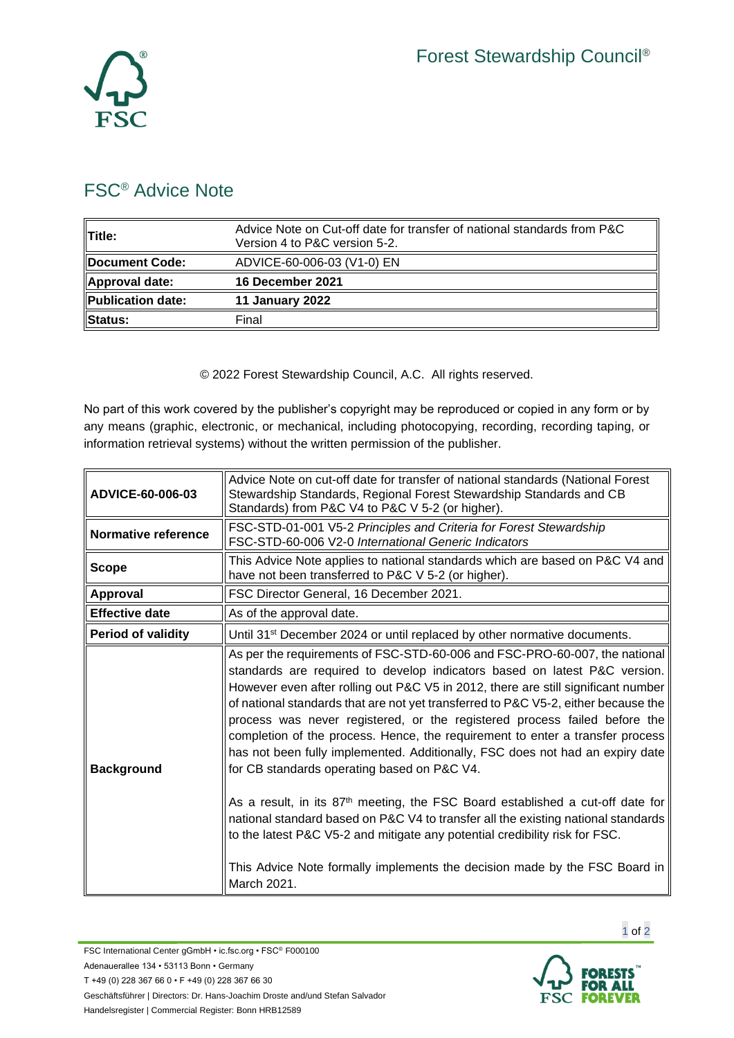Forest Stewardship Council®

# FSC® Advice Note

| | |
|---|---|
| **Title:** | Advice Note on Cut-off date for transfer of national standards from P&C Version 4 to P&C version 5-2. |
| **Document Code:** | ADVICE-60-006-03 (V1-0) EN |
| **Approval date:** | **16 December 2021** |
| **Publication date:** | **11 January 2022** |
| **Status:** | Final |

© 2022 Forest Stewardship Council, A.C. All rights reserved.

No part of this work covered by the publisher's copyright may be reproduced or copied in any form or by any means (graphic, electronic, or mechanical, including photocopying, recording, recording taping, or information retrieval systems) without the written permission of the publisher.

| | |
|---|---|
| **ADVICE-60-006-03** | Advice Note on cut-off date for transfer of national standards (National Forest Stewardship Standards, Regional Forest Stewardship Standards and CB Standards) from P&C V4 to P&C V 5-2 (or higher). |
| **Normative reference** | FSC-STD-01-001 V5-2 *Principles and Criteria for Forest Stewardship*<br>FSC-STD-60-006 V2-0 *International Generic Indicators* |
| **Scope** | This Advice Note applies to national standards which are based on P&C V4 and have not been transferred to P&C V 5-2 (or higher). |
| **Approval** | FSC Director General, 16 December 2021. |
| **Effective date** | As of the approval date. |
| **Period of validity** | Until 31st December 2024 or until replaced by other normative documents. |
| **Background** | As per the requirements of FSC-STD-60-006 and FSC-PRO-60-007, the national standards are required to develop indicators based on latest P&C version. However even after rolling out P&C V5 in 2012, there are still significant number of national standards that are not yet transferred to P&C V5-2, either because the process was never registered, or the registered process failed before the completion of the process. Hence, the requirement to enter a transfer process has not been fully implemented. Additionally, FSC does not had an expiry date for CB standards operating based on P&C V4.<br><br>As a result, in its 87th meeting, the FSC Board established a cut-off date for national standard based on P&C V4 to transfer all the existing national standards to the latest P&C V5-2 and mitigate any potential credibility risk for FSC.<br><br>This Advice Note formally implements the decision made by the FSC Board in March 2021. |

FSC International Center gGmbH • ic.fsc.org • FSC® F000100
Adenauerallee 134 • 53113 Bonn • Germany
T +49 (0) 228 367 66 0 • F +49 (0) 228 367 66 30
Geschäftsführer | Directors: Dr. Hans-Joachim Droste and/und Stefan Salvador
Handelsregister | Commercial Register: Bonn HRB12589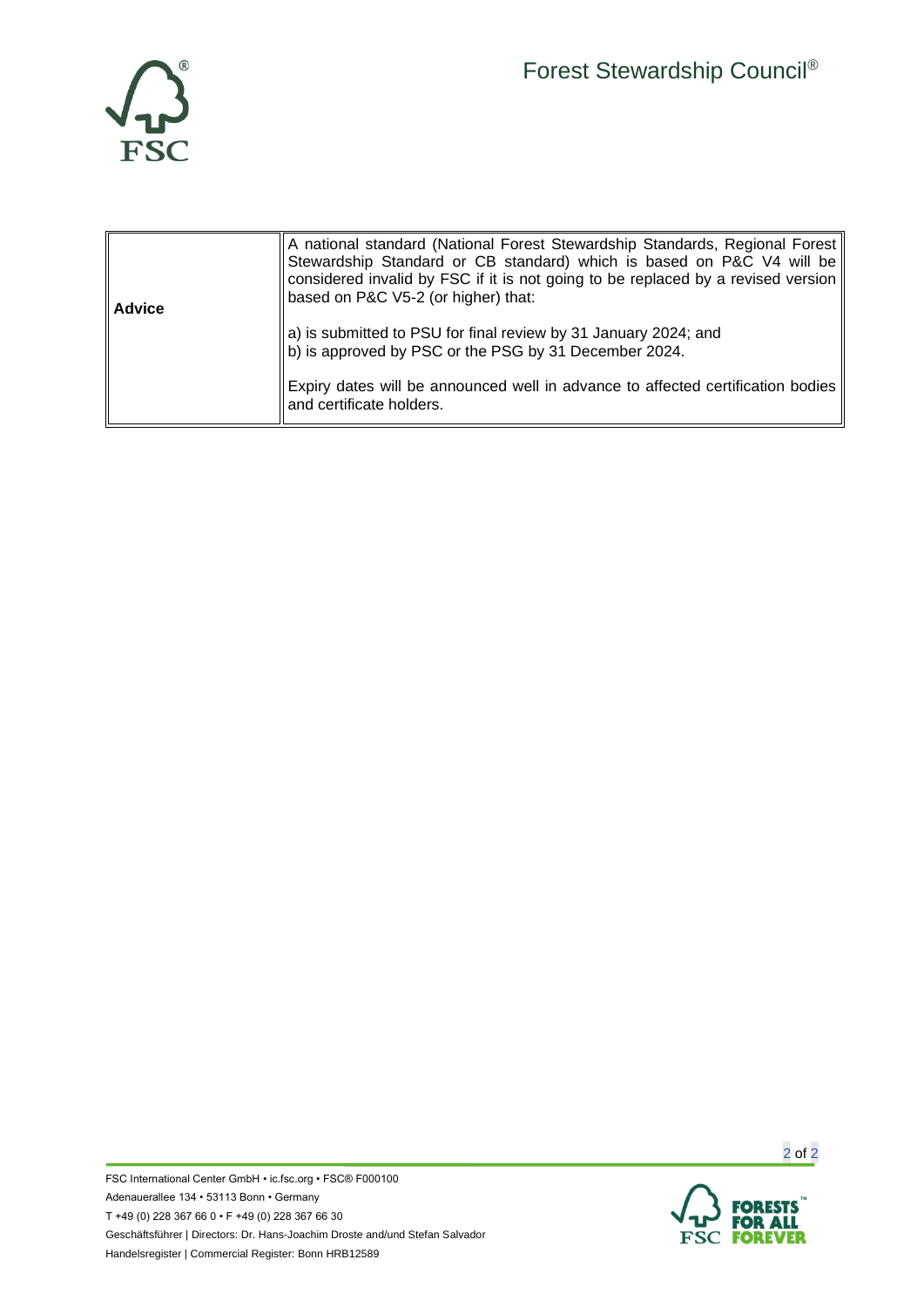| | |
|---|---|
| **Advice** | A national standard (National Forest Stewardship Standards, Regional Forest Stewardship Standard or CB standard) which is based on P&C V4 will be considered invalid by FSC if it is not going to be replaced by a revised version based on P&C V5-2 (or higher) that:<br><br>a) is submitted to PSU for final review by 31 January 2024; and<br>b) is approved by PSC or the PSG by 31 December 2024.<br><br>Expiry dates will be announced well in advance to affected certification bodies and certificate holders. |